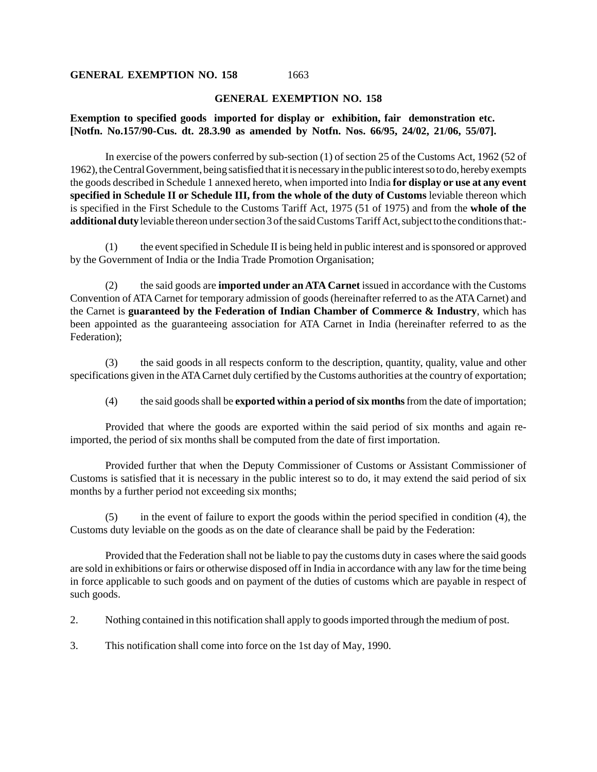## GENERAL EXEMPTION NO. 158

**Exemption to specified goods imported for display or exhibition, fair demonstration etc. [Notfn. No.157/90-Cus. dt. 28.3.90 as amended by Notfn. Nos. 66/95, 24/02, 21/06, 55/07].**

In exercise of the powers conferred by sub-section (1) of section 25 of the Customs Act, 1962 (52 of 1962), the Central Government, being satisfied that it is necessary in the public interest so to do, hereby exempts the goods described in Schedule 1 annexed hereto, when imported into India **for display or use at any event specified in Schedule II or Schedule III, from the whole of the duty of Customs** leviable thereon which is specified in the First Schedule to the Customs Tariff Act, 1975 (51 of 1975) and from the **whole of the additional duty** leviable thereon under section 3 of the said Customs Tariff Act, subject to the conditions that:-

(1) the event specified in Schedule II is being held in public interest and is sponsored or approved by the Government of India or the India Trade Promotion Organisation;

(2) the said goods are **imported under an ATA Carnet** issued in accordance with the Customs Convention of ATA Carnet for temporary admission of goods (hereinafter referred to as the ATA Carnet) and the Carnet is **guaranteed by the Federation of Indian Chamber of Commerce & Industry**, which has been appointed as the guaranteeing association for ATA Carnet in India (hereinafter referred to as the Federation);

(3) the said goods in all respects conform to the description, quantity, quality, value and other specifications given in the ATA Carnet duly certified by the Customs authorities at the country of exportation;

(4) the said goods shall be **exported within a period of six months** from the date of importation;

Provided that where the goods are exported within the said period of six months and again re-imported, the period of six months shall be computed from the date of first importation.

Provided further that when the Deputy Commissioner of Customs or Assistant Commissioner of Customs is satisfied that it is necessary in the public interest so to do, it may extend the said period of six months by a further period not exceeding six months;

(5) in the event of failure to export the goods within the period specified in condition (4), the Customs duty leviable on the goods as on the date of clearance shall be paid by the Federation:

Provided that the Federation shall not be liable to pay the customs duty in cases where the said goods are sold in exhibitions or fairs or otherwise disposed off in India in accordance with any law for the time being in force applicable to such goods and on payment of the duties of customs which are payable in respect of such goods.

2. Nothing contained in this notification shall apply to goods imported through the medium of post.

3. This notification shall come into force on the 1st day of May, 1990.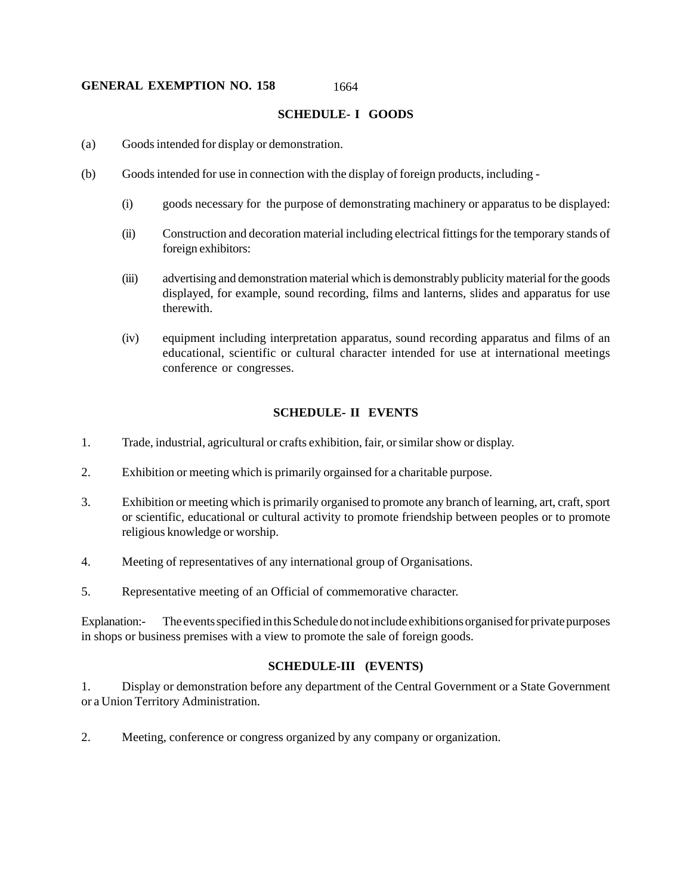**GENERAL EXEMPTION NO. 158**

## SCHEDULE- I GOODS

(a) Goods intended for display or demonstration.

(b) Goods intended for use in connection with the display of foreign products, including -

  (i) goods necessary for the purpose of demonstrating machinery or apparatus to be displayed:

  (ii) Construction and decoration material including electrical fittings for the temporary stands of foreign exhibitors:

  (iii) advertising and demonstration material which is demonstrably publicity material for the goods displayed, for example, sound recording, films and lanterns, slides and apparatus for use therewith.

  (iv) equipment including interpretation apparatus, sound recording apparatus and films of an educational, scientific or cultural character intended for use at international meetings conference or congresses.

## SCHEDULE- II EVENTS

1. Trade, industrial, agricultural or crafts exhibition, fair, or similar show or display.

2. Exhibition or meeting which is primarily orgainsed for a charitable purpose.

3. Exhibition or meeting which is primarily organised to promote any branch of learning, art, craft, sport or scientific, educational or cultural activity to promote friendship between peoples or to promote religious knowledge or worship.

4. Meeting of representatives of any international group of Organisations.

5. Representative meeting of an Official of commemorative character.

Explanation:- The events specified in this Schedule do not include exhibitions organised for private purposes in shops or business premises with a view to promote the sale of foreign goods.

## SCHEDULE-III (EVENTS)

1. Display or demonstration before any department of the Central Government or a State Government or a Union Territory Administration.

2. Meeting, conference or congress organized by any company or organization.